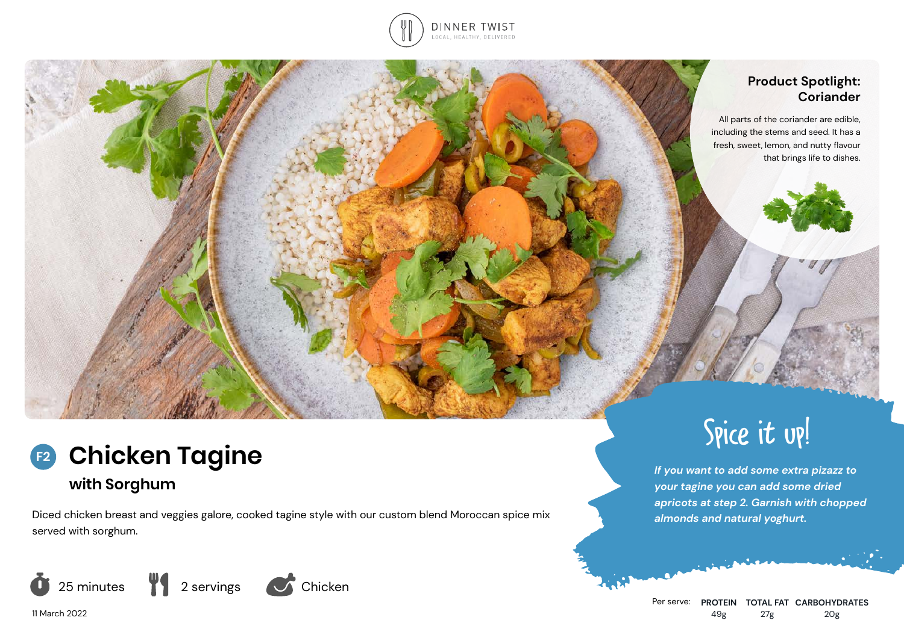DINNER TWIST

LOCAL, HEALTHY, DELIVERED

## Product Spotlight: Coriander

All parts of the coriander are edible, including the stems and seed. It has a fresh, sweet, lemon, and nutty flavour that brings life to dishes.

# F2 Chicken Tagine

## with Sorghum

Diced chicken breast and veggies galore, cooked tagine style with our custom blend Moroccan spice mix served with sorghum.

25 minutes | 2 servings | Chicken

11 March 2022

## Spice it up!

*If you want to add some extra pizazz to your tagine you can add some dried apricots at step 2. Garnish with chopped almonds and natural yoghurt.*

| Per serve: | PROTEIN | TOTAL FAT | CARBOHYDRATES |
|---|---|---|---|
| | 49g | 27g | 20g |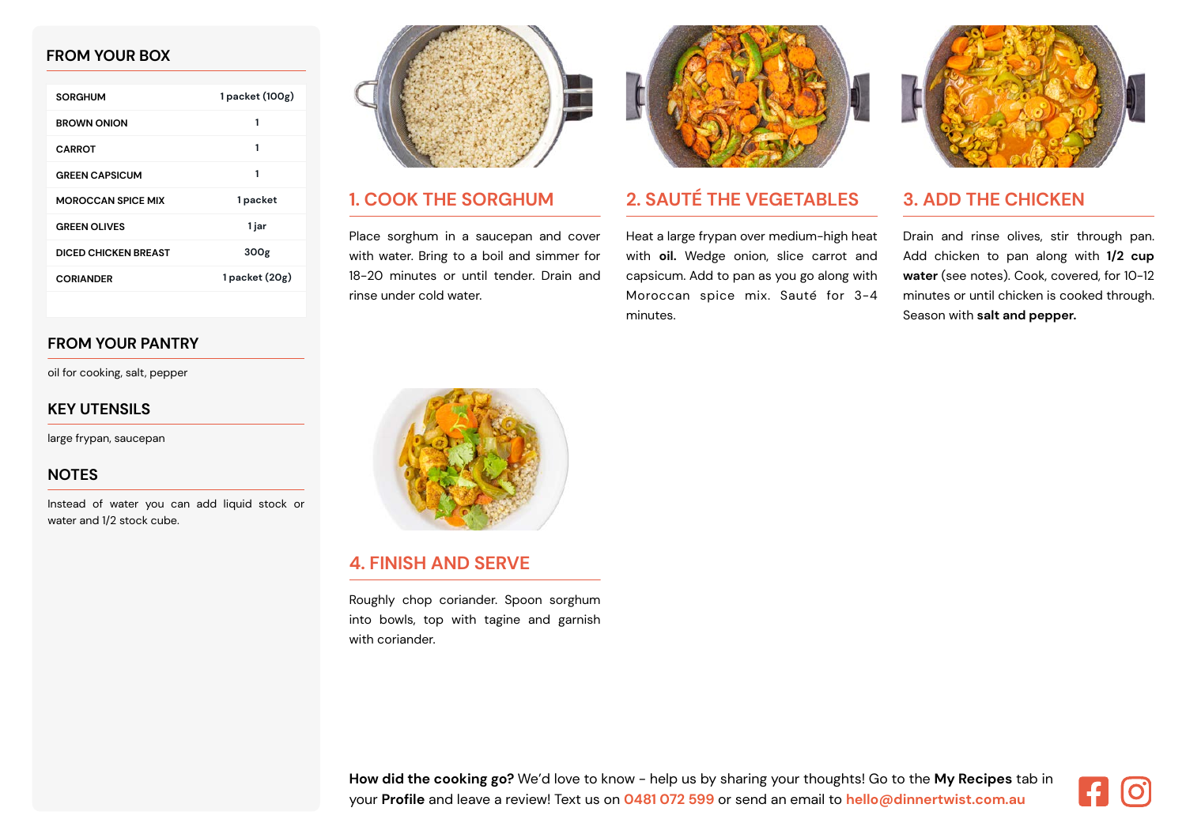## FROM YOUR BOX

| | |
|---|---|
| SORGHUM | 1 packet (100g) |
| BROWN ONION | 1 |
| CARROT | 1 |
| GREEN CAPSICUM | 1 |
| MOROCCAN SPICE MIX | 1 packet |
| GREEN OLIVES | 1 jar |
| DICED CHICKEN BREAST | 300g |
| CORIANDER | 1 packet (20g) |

## FROM YOUR PANTRY

oil for cooking, salt, pepper

## KEY UTENSILS

large frypan, saucepan

## NOTES

Instead of water you can add liquid stock or water and 1/2 stock cube.

## 1. COOK THE SORGHUM

Place sorghum in a saucepan and cover with water. Bring to a boil and simmer for 18-20 minutes or until tender. Drain and rinse under cold water.

## 2. SAUTÉ THE VEGETABLES

Heat a large frypan over medium-high heat with **oil.** Wedge onion, slice carrot and capsicum. Add to pan as you go along with Moroccan spice mix. Sauté for 3-4 minutes.

## 3. ADD THE CHICKEN

Drain and rinse olives, stir through pan. Add chicken to pan along with **1/2 cup water** (see notes). Cook, covered, for 10-12 minutes or until chicken is cooked through. Season with **salt and pepper.**

## 4. FINISH AND SERVE

Roughly chop coriander. Spoon sorghum into bowls, top with tagine and garnish with coriander.

**How did the cooking go?** We'd love to know - help us by sharing your thoughts! Go to the **My Recipes** tab in your **Profile** and leave a review! Text us on 0481 072 599 or send an email to hello@dinnertwist.com.au